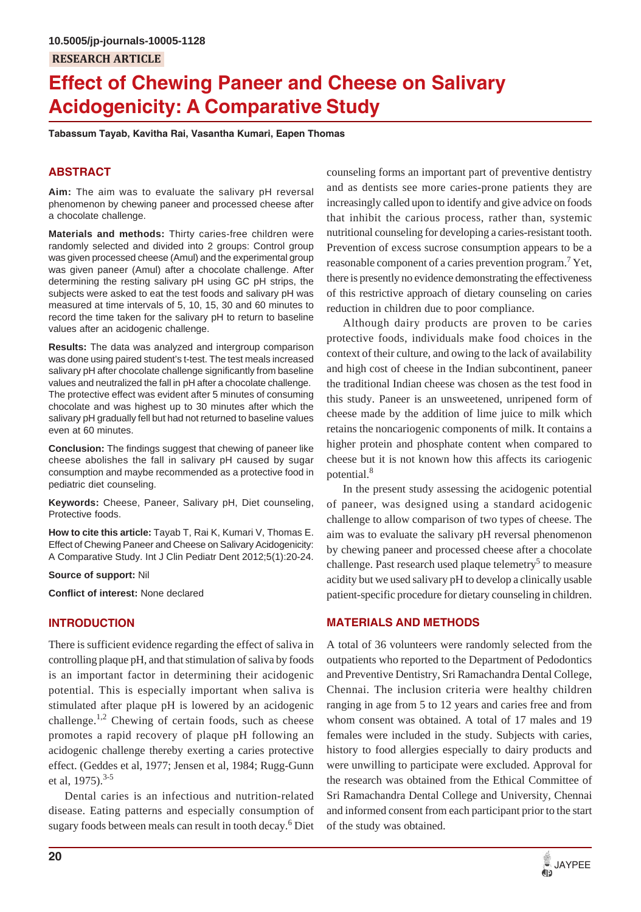10.5005/jp-journals-10005-1128

RESEARCH ARTICLE

# Effect of Chewing Paneer and Cheese on Salivary Acidogenicity: A Comparative Study

**Tabassum Tayab, Kavitha Rai, Vasantha Kumari, Eapen Thomas**

## ABSTRACT

**Aim:** The aim was to evaluate the salivary pH reversal phenomenon by chewing paneer and processed cheese after a chocolate challenge.

**Materials and methods:** Thirty caries-free children were randomly selected and divided into 2 groups: Control group was given processed cheese (Amul) and the experimental group was given paneer (Amul) after a chocolate challenge. After determining the resting salivary pH using GC pH strips, the subjects were asked to eat the test foods and salivary pH was measured at time intervals of 5, 10, 15, 30 and 60 minutes to record the time taken for the salivary pH to return to baseline values after an acidogenic challenge.

**Results:** The data was analyzed and intergroup comparison was done using paired student's t-test. The test meals increased salivary pH after chocolate challenge significantly from baseline values and neutralized the fall in pH after a chocolate challenge. The protective effect was evident after 5 minutes of consuming chocolate and was highest up to 30 minutes after which the salivary pH gradually fell but had not returned to baseline values even at 60 minutes.

**Conclusion:** The findings suggest that chewing of paneer like cheese abolishes the fall in salivary pH caused by sugar consumption and maybe recommended as a protective food in pediatric diet counseling.

**Keywords:** Cheese, Paneer, Salivary pH, Diet counseling, Protective foods.

**How to cite this article:** Tayab T, Rai K, Kumari V, Thomas E. Effect of Chewing Paneer and Cheese on Salivary Acidogenicity: A Comparative Study. Int J Clin Pediatr Dent 2012;5(1):20-24.

**Source of support:** Nil

**Conflict of interest:** None declared

## INTRODUCTION

There is sufficient evidence regarding the effect of saliva in controlling plaque pH, and that stimulation of saliva by foods is an important factor in determining their acidogenic potential. This is especially important when saliva is stimulated after plaque pH is lowered by an acidogenic challenge.[1,2] Chewing of certain foods, such as cheese promotes a rapid recovery of plaque pH following an acidogenic challenge thereby exerting a caries protective effect. (Geddes et al, 1977; Jensen et al, 1984; Rugg-Gunn et al, 1975).[3-5]

Dental caries is an infectious and nutrition-related disease. Eating patterns and especially consumption of sugary foods between meals can result in tooth decay.[6] Diet counseling forms an important part of preventive dentistry and as dentists see more caries-prone patients they are increasingly called upon to identify and give advice on foods that inhibit the carious process, rather than, systemic nutritional counseling for developing a caries-resistant tooth. Prevention of excess sucrose consumption appears to be a reasonable component of a caries prevention program.[7] Yet, there is presently no evidence demonstrating the effectiveness of this restrictive approach of dietary counseling on caries reduction in children due to poor compliance.

Although dairy products are proven to be caries protective foods, individuals make food choices in the context of their culture, and owing to the lack of availability and high cost of cheese in the Indian subcontinent, paneer the traditional Indian cheese was chosen as the test food in this study. Paneer is an unsweetened, unripened form of cheese made by the addition of lime juice to milk which retains the noncariogenic components of milk. It contains a higher protein and phosphate content when compared to cheese but it is not known how this affects its cariogenic potential.[8]

In the present study assessing the acidogenic potential of paneer, was designed using a standard acidogenic challenge to allow comparison of two types of cheese. The aim was to evaluate the salivary pH reversal phenomenon by chewing paneer and processed cheese after a chocolate challenge. Past research used plaque telemetry[5] to measure acidity but we used salivary pH to develop a clinically usable patient-specific procedure for dietary counseling in children.

## MATERIALS AND METHODS

A total of 36 volunteers were randomly selected from the outpatients who reported to the Department of Pedodontics and Preventive Dentistry, Sri Ramachandra Dental College, Chennai. The inclusion criteria were healthy children ranging in age from 5 to 12 years and caries free and from whom consent was obtained. A total of 17 males and 19 females were included in the study. Subjects with caries, history to food allergies especially to dairy products and were unwilling to participate were excluded. Approval for the research was obtained from the Ethical Committee of Sri Ramachandra Dental College and University, Chennai and informed consent from each participant prior to the start of the study was obtained.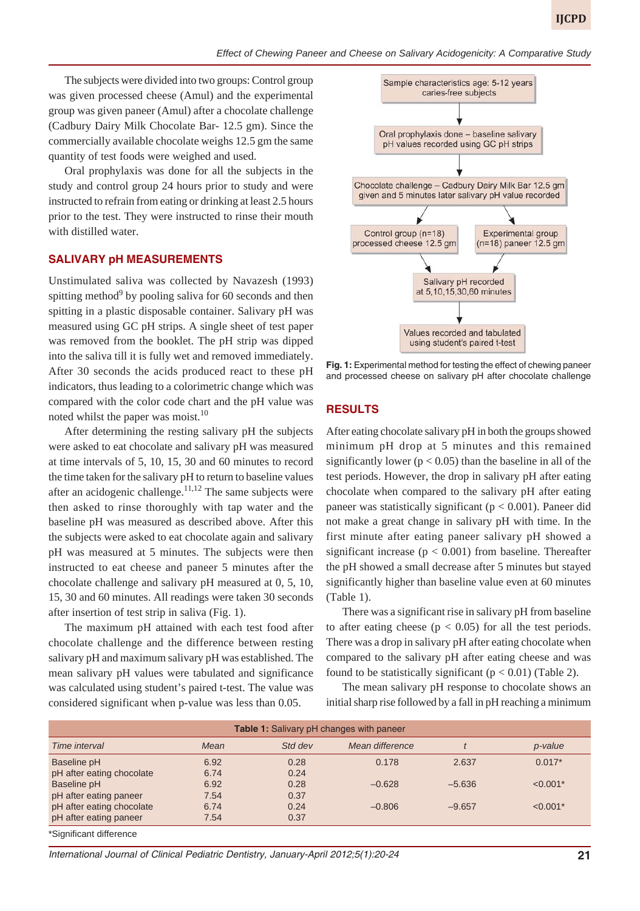The subjects were divided into two groups: Control group was given processed cheese (Amul) and the experimental group was given paneer (Amul) after a chocolate challenge (Cadbury Dairy Milk Chocolate Bar- 12.5 gm). Since the commercially available chocolate weighs 12.5 gm the same quantity of test foods were weighed and used.

Oral prophylaxis was done for all the subjects in the study and control group 24 hours prior to study and were instructed to refrain from eating or drinking at least 2.5 hours prior to the test. They were instructed to rinse their mouth with distilled water.

## SALIVARY pH MEASUREMENTS

Unstimulated saliva was collected by Navazesh (1993) spitting method[9] by pooling saliva for 60 seconds and then spitting in a plastic disposable container. Salivary pH was measured using GC pH strips. A single sheet of test paper was removed from the booklet. The pH strip was dipped into the saliva till it is fully wet and removed immediately. After 30 seconds the acids produced react to these pH indicators, thus leading to a colorimetric change which was compared with the color code chart and the pH value was noted whilst the paper was moist.[10]

After determining the resting salivary pH the subjects were asked to eat chocolate and salivary pH was measured at time intervals of 5, 10, 15, 30 and 60 minutes to record the time taken for the salivary pH to return to baseline values after an acidogenic challenge.[11,12] The same subjects were then asked to rinse thoroughly with tap water and the baseline pH was measured as described above. After this the subjects were asked to eat chocolate again and salivary pH was measured at 5 minutes. The subjects were then instructed to eat cheese and paneer 5 minutes after the chocolate challenge and salivary pH measured at 0, 5, 10, 15, 30 and 60 minutes. All readings were taken 30 seconds after insertion of test strip in saliva (Fig. 1).

The maximum pH attained with each test food after chocolate challenge and the difference between resting salivary pH and maximum salivary pH was established. The mean salivary pH values were tabulated and significance was calculated using student's paired t-test. The value was considered significant when p-value was less than 0.05.

Sample characteristics age: 5-12 years caries-free subjects
↓
Oral prophylaxis done – baseline salivary pH values recorded using GC pH strips
↓
Chocolate challenge – Cadbury Dairy Milk Bar 12.5 gm given and 5 minutes later salivary pH value recorded
↓
Control group (n=18) processed cheese 12.5 gm | Experimental group (n=18) paneer 12.5 gm
↓
Salivary pH recorded at 5,10,15,30,60 minutes
↓
Values recorded and tabulated using student's paired t-test

**Fig. 1:** Experimental method for testing the effect of chewing paneer and processed cheese on salivary pH after chocolate challenge

## RESULTS

After eating chocolate salivary pH in both the groups showed minimum pH drop at 5 minutes and this remained significantly lower ($p < 0.05$) than the baseline in all of the test periods. However, the drop in salivary pH after eating chocolate when compared to the salivary pH after eating paneer was statistically significant ($p < 0.001$). Paneer did not make a great change in salivary pH with time. In the first minute after eating paneer salivary pH showed a significant increase ($p < 0.001$) from baseline. Thereafter the pH showed a small decrease after 5 minutes but stayed significantly higher than baseline value even at 60 minutes (Table 1).

There was a significant rise in salivary pH from baseline to after eating cheese ($p < 0.05$) for all the test periods. There was a drop in salivary pH after eating chocolate when compared to the salivary pH after eating cheese and was found to be statistically significant ($p < 0.01$) (Table 2).

The mean salivary pH response to chocolate shows an initial sharp rise followed by a fall in pH reaching a minimum

**Table 1:** Salivary pH changes with paneer

| Time interval | Mean | Std dev | Mean difference | t | p-value |
|---|---|---|---|---|---|
| Baseline pH | 6.92 | 0.28 | 0.178 | 2.637 | 0.017* |
| pH after eating chocolate | 6.74 | 0.24 | | | |
| Baseline pH | 6.92 | 0.28 | –0.628 | –5.636 | <0.001* |
| pH after eating paneer | 7.54 | 0.37 | | | |
| pH after eating chocolate | 6.74 | 0.24 | –0.806 | –9.657 | <0.001* |
| pH after eating paneer | 7.54 | 0.37 | | | |

*Significant difference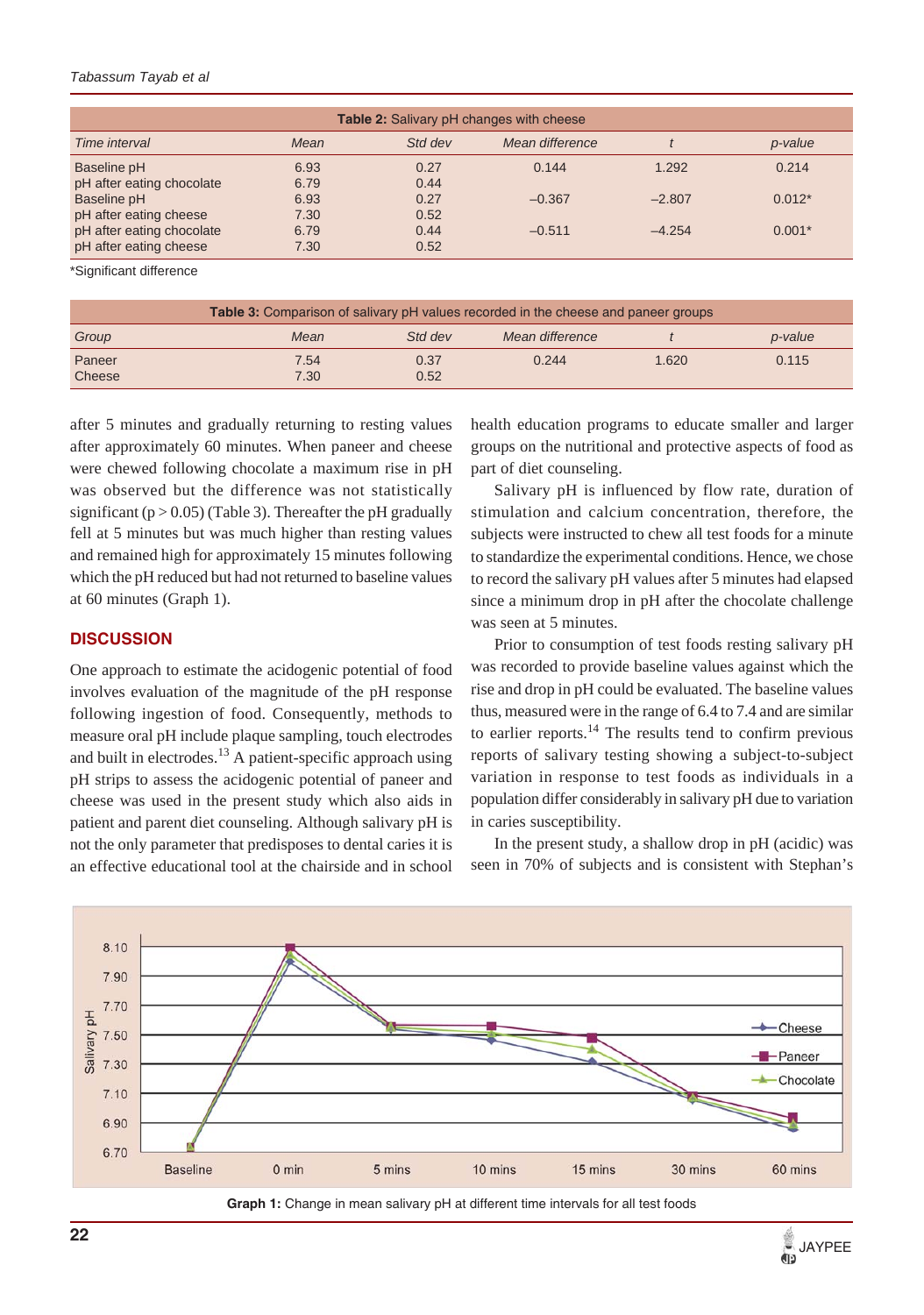**Table 2:** Salivary pH changes with cheese

| Time interval | Mean | Std dev | Mean difference | t | p-value |
|---|---|---|---|---|---|
| Baseline pH | 6.93 | 0.27 | 0.144 | 1.292 | 0.214 |
| pH after eating chocolate | 6.79 | 0.44 | | | |
| Baseline pH | 6.93 | 0.27 | −0.367 | −2.807 | 0.012* |
| pH after eating cheese | 7.30 | 0.52 | | | |
| pH after eating chocolate | 6.79 | 0.44 | −0.511 | −4.254 | 0.001* |
| pH after eating cheese | 7.30 | 0.52 | | | |

*Significant difference

**Table 3:** Comparison of salivary pH values recorded in the cheese and paneer groups

| Group | Mean | Std dev | Mean difference | t | p-value |
|---|---|---|---|---|---|
| Paneer | 7.54 | 0.37 | 0.244 | 1.620 | 0.115 |
| Cheese | 7.30 | 0.52 | | | |

after 5 minutes and gradually returning to resting values after approximately 60 minutes. When paneer and cheese were chewed following chocolate a maximum rise in pH was observed but the difference was not statistically significant ($p > 0.05$) (Table 3). Thereafter the pH gradually fell at 5 minutes but was much higher than resting values and remained high for approximately 15 minutes following which the pH reduced but had not returned to baseline values at 60 minutes (Graph 1).

## DISCUSSION

One approach to estimate the acidogenic potential of food involves evaluation of the magnitude of the pH response following ingestion of food. Consequently, methods to measure oral pH include plaque sampling, touch electrodes and built in electrodes.[13] A patient-specific approach using pH strips to assess the acidogenic potential of paneer and cheese was used in the present study which also aids in patient and parent diet counseling. Although salivary pH is not the only parameter that predisposes to dental caries it is an effective educational tool at the chairside and in school health education programs to educate smaller and larger groups on the nutritional and protective aspects of food as part of diet counseling.

Salivary pH is influenced by flow rate, duration of stimulation and calcium concentration, therefore, the subjects were instructed to chew all test foods for a minute to standardize the experimental conditions. Hence, we chose to record the salivary pH values after 5 minutes had elapsed since a minimum drop in pH after the chocolate challenge was seen at 5 minutes.

Prior to consumption of test foods resting salivary pH was recorded to provide baseline values against which the rise and drop in pH could be evaluated. The baseline values thus, measured were in the range of 6.4 to 7.4 and are similar to earlier reports.[14] The results tend to confirm previous reports of salivary testing showing a subject-to-subject variation in response to test foods as individuals in a population differ considerably in salivary pH due to variation in caries susceptibility.

In the present study, a shallow drop in pH (acidic) was seen in 70% of subjects and is consistent with Stephan's

**Graph 1:** Change in mean salivary pH at different time intervals for all test foods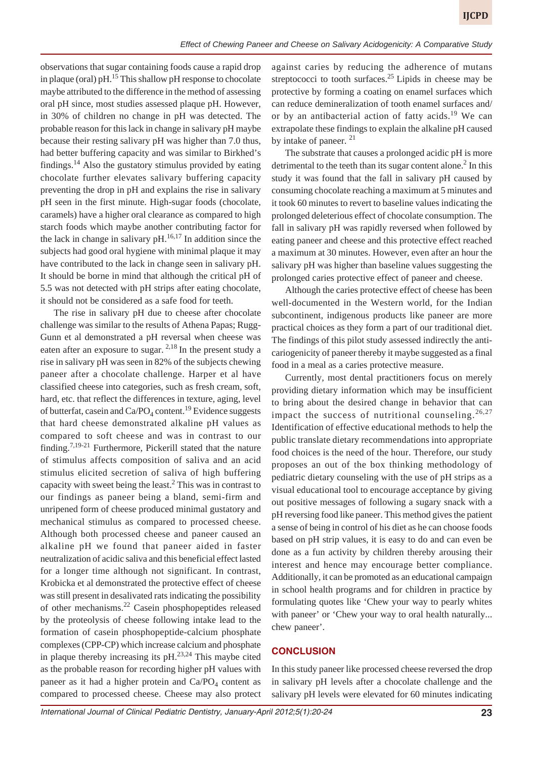observations that sugar containing foods cause a rapid drop in plaque (oral) pH.[15] This shallow pH response to chocolate maybe attributed to the difference in the method of assessing oral pH since, most studies assessed plaque pH. However, in 30% of children no change in pH was detected. The probable reason for this lack in change in salivary pH maybe because their resting salivary pH was higher than 7.0 thus, had better buffering capacity and was similar to Birkhed's findings.[14] Also the gustatory stimulus provided by eating chocolate further elevates salivary buffering capacity preventing the drop in pH and explains the rise in salivary pH seen in the first minute. High-sugar foods (chocolate, caramels) have a higher oral clearance as compared to high starch foods which maybe another contributing factor for the lack in change in salivary pH.[16,17] In addition since the subjects had good oral hygiene with minimal plaque it may have contributed to the lack in change seen in salivary pH. It should be borne in mind that although the critical pH of 5.5 was not detected with pH strips after eating chocolate, it should not be considered as a safe food for teeth.

The rise in salivary pH due to cheese after chocolate challenge was similar to the results of Athena Papas; Rugg-Gunn et al demonstrated a pH reversal when cheese was eaten after an exposure to sugar.[2,18] In the present study a rise in salivary pH was seen in 82% of the subjects chewing paneer after a chocolate challenge. Harper et al have classified cheese into categories, such as fresh cream, soft, hard, etc. that reflect the differences in texture, aging, level of butterfat, casein and $Ca/PO_4$ content.[19] Evidence suggests that hard cheese demonstrated alkaline pH values as compared to soft cheese and was in contrast to our finding.[7,19-21] Furthermore, Pickerill stated that the nature of stimulus affects composition of saliva and an acid stimulus elicited secretion of saliva of high buffering capacity with sweet being the least.[2] This was in contrast to our findings as paneer being a bland, semi-firm and unripened form of cheese produced minimal gustatory and mechanical stimulus as compared to processed cheese. Although both processed cheese and paneer caused an alkaline pH we found that paneer aided in faster neutralization of acidic saliva and this beneficial effect lasted for a longer time although not significant. In contrast, Krobicka et al demonstrated the protective effect of cheese was still present in desalivated rats indicating the possibility of other mechanisms.[22] Casein phosphopeptides released by the proteolysis of cheese following intake lead to the formation of casein phosphopeptide-calcium phosphate complexes (CPP-CP) which increase calcium and phosphate in plaque thereby increasing its pH.[23,24] This maybe cited as the probable reason for recording higher pH values with paneer as it had a higher protein and $Ca/PO_4$ content as compared to processed cheese. Cheese may also protect against caries by reducing the adherence of mutans streptococci to tooth surfaces.[25] Lipids in cheese may be protective by forming a coating on enamel surfaces which can reduce demineralization of tooth enamel surfaces and/or by an antibacterial action of fatty acids.[19] We can extrapolate these findings to explain the alkaline pH caused by intake of paneer.[21]

The substrate that causes a prolonged acidic pH is more detrimental to the teeth than its sugar content alone.[2] In this study it was found that the fall in salivary pH caused by consuming chocolate reaching a maximum at 5 minutes and it took 60 minutes to revert to baseline values indicating the prolonged deleterious effect of chocolate consumption. The fall in salivary pH was rapidly reversed when followed by eating paneer and cheese and this protective effect reached a maximum at 30 minutes. However, even after an hour the salivary pH was higher than baseline values suggesting the prolonged caries protective effect of paneer and cheese.

Although the caries protective effect of cheese has been well-documented in the Western world, for the Indian subcontinent, indigenous products like paneer are more practical choices as they form a part of our traditional diet. The findings of this pilot study assessed indirectly the anti-cariogenicity of paneer thereby it maybe suggested as a final food in a meal as a caries protective measure.

Currently, most dental practitioners focus on merely providing dietary information which may be insufficient to bring about the desired change in behavior that can impact the success of nutritional counseling.[26,27] Identification of effective educational methods to help the public translate dietary recommendations into appropriate food choices is the need of the hour. Therefore, our study proposes an out of the box thinking methodology of pediatric dietary counseling with the use of pH strips as a visual educational tool to encourage acceptance by giving out positive messages of following a sugary snack with a pH reversing food like paneer. This method gives the patient a sense of being in control of his diet as he can choose foods based on pH strip values, it is easy to do and can even be done as a fun activity by children thereby arousing their interest and hence may encourage better compliance. Additionally, it can be promoted as an educational campaign in school health programs and for children in practice by formulating quotes like 'Chew your way to pearly whites with paneer' or 'Chew your way to oral health naturally... chew paneer'.

## CONCLUSION

In this study paneer like processed cheese reversed the drop in salivary pH levels after a chocolate challenge and the salivary pH levels were elevated for 60 minutes indicating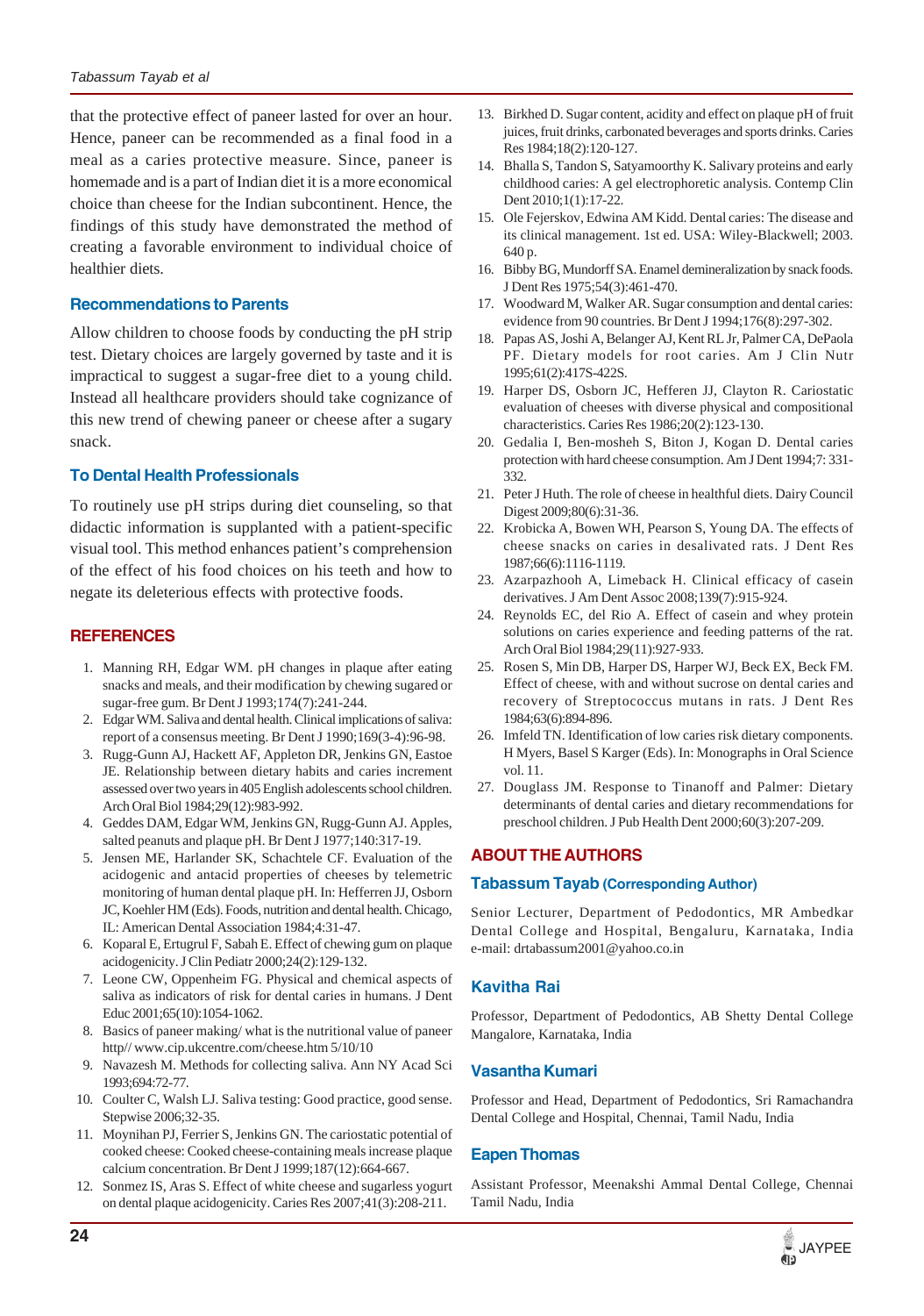that the protective effect of paneer lasted for over an hour. Hence, paneer can be recommended as a final food in a meal as a caries protective measure. Since, paneer is homemade and is a part of Indian diet it is a more economical choice than cheese for the Indian subcontinent. Hence, the findings of this study have demonstrated the method of creating a favorable environment to individual choice of healthier diets.

### Recommendations to Parents

Allow children to choose foods by conducting the pH strip test. Dietary choices are largely governed by taste and it is impractical to suggest a sugar-free diet to a young child. Instead all healthcare providers should take cognizance of this new trend of chewing paneer or cheese after a sugary snack.

### To Dental Health Professionals

To routinely use pH strips during diet counseling, so that didactic information is supplanted with a patient-specific visual tool. This method enhances patient's comprehension of the effect of his food choices on his teeth and how to negate its deleterious effects with protective foods.

## REFERENCES

1. Manning RH, Edgar WM. pH changes in plaque after eating snacks and meals, and their modification by chewing sugared or sugar-free gum. Br Dent J 1993;174(7):241-244.
2. Edgar WM. Saliva and dental health. Clinical implications of saliva: report of a consensus meeting. Br Dent J 1990;169(3-4):96-98.
3. Rugg-Gunn AJ, Hackett AF, Appleton DR, Jenkins GN, Eastoe JE. Relationship between dietary habits and caries increment assessed over two years in 405 English adolescents school children. Arch Oral Biol 1984;29(12):983-992.
4. Geddes DAM, Edgar WM, Jenkins GN, Rugg-Gunn AJ. Apples, salted peanuts and plaque pH. Br Dent J 1977;140:317-19.
5. Jensen ME, Harlander SK, Schachtele CF. Evaluation of the acidogenic and antacid properties of cheeses by telemetric monitoring of human dental plaque pH. In: Hefferren JJ, Osborn JC, Koehler HM (Eds). Foods, nutrition and dental health. Chicago, IL: American Dental Association 1984;4:31-47.
6. Koparal E, Ertugrul F, Sabah E. Effect of chewing gum on plaque acidogenicity. J Clin Pediatr 2000;24(2):129-132.
7. Leone CW, Oppenheim FG. Physical and chemical aspects of saliva as indicators of risk for dental caries in humans. J Dent Educ 2001;65(10):1054-1062.
8. Basics of paneer making/ what is the nutritional value of paneer http// www.cip.ukcentre.com/cheese.htm 5/10/10
9. Navazesh M. Methods for collecting saliva. Ann NY Acad Sci 1993;694:72-77.
10. Coulter C, Walsh LJ. Saliva testing: Good practice, good sense. Stepwise 2006;32-35.
11. Moynihan PJ, Ferrier S, Jenkins GN. The cariostatic potential of cooked cheese: Cooked cheese-containing meals increase plaque calcium concentration. Br Dent J 1999;187(12):664-667.
12. Sonmez IS, Aras S. Effect of white cheese and sugarless yogurt on dental plaque acidogenicity. Caries Res 2007;41(3):208-211.
13. Birkhed D. Sugar content, acidity and effect on plaque pH of fruit juices, fruit drinks, carbonated beverages and sports drinks. Caries Res 1984;18(2):120-127.
14. Bhalla S, Tandon S, Satyamoorthy K. Salivary proteins and early childhood caries: A gel electrophoretic analysis. Contemp Clin Dent 2010;1(1):17-22.
15. Ole Fejerskov, Edwina AM Kidd. Dental caries: The disease and its clinical management. 1st ed. USA: Wiley-Blackwell; 2003. 640 p.
16. Bibby BG, Mundorff SA. Enamel demineralization by snack foods. J Dent Res 1975;54(3):461-470.
17. Woodward M, Walker AR. Sugar consumption and dental caries: evidence from 90 countries. Br Dent J 1994;176(8):297-302.
18. Papas AS, Joshi A, Belanger AJ, Kent RL Jr, Palmer CA, DePaola PF. Dietary models for root caries. Am J Clin Nutr 1995;61(2):417S-422S.
19. Harper DS, Osborn JC, Hefferen JJ, Clayton R. Cariostatic evaluation of cheeses with diverse physical and compositional characteristics. Caries Res 1986;20(2):123-130.
20. Gedalia I, Ben-mosheh S, Biton J, Kogan D. Dental caries protection with hard cheese consumption. Am J Dent 1994;7: 331-332.
21. Peter J Huth. The role of cheese in healthful diets. Dairy Council Digest 2009;80(6):31-36.
22. Krobicka A, Bowen WH, Pearson S, Young DA. The effects of cheese snacks on caries in desalivated rats. J Dent Res 1987;66(6):1116-1119.
23. Azarpazhooh A, Limeback H. Clinical efficacy of casein derivatives. J Am Dent Assoc 2008;139(7):915-924.
24. Reynolds EC, del Rio A. Effect of casein and whey protein solutions on caries experience and feeding patterns of the rat. Arch Oral Biol 1984;29(11):927-933.
25. Rosen S, Min DB, Harper DS, Harper WJ, Beck EX, Beck FM. Effect of cheese, with and without sucrose on dental caries and recovery of Streptococcus mutans in rats. J Dent Res 1984;63(6):894-896.
26. Imfeld TN. Identification of low caries risk dietary components. H Myers, Basel S Karger (Eds). In: Monographs in Oral Science vol. 11.
27. Douglass JM. Response to Tinanoff and Palmer: Dietary determinants of dental caries and dietary recommendations for preschool children. J Pub Health Dent 2000;60(3):207-209.

## ABOUT THE AUTHORS

### Tabassum Tayab (Corresponding Author)

Senior Lecturer, Department of Pedodontics, MR Ambedkar Dental College and Hospital, Bengaluru, Karnataka, India
e-mail: drtabassum2001@yahoo.co.in

### Kavitha Rai

Professor, Department of Pedodontics, AB Shetty Dental College Mangalore, Karnataka, India

### Vasantha Kumari

Professor and Head, Department of Pedodontics, Sri Ramachandra Dental College and Hospital, Chennai, Tamil Nadu, India

### Eapen Thomas

Assistant Professor, Meenakshi Ammal Dental College, Chennai Tamil Nadu, India